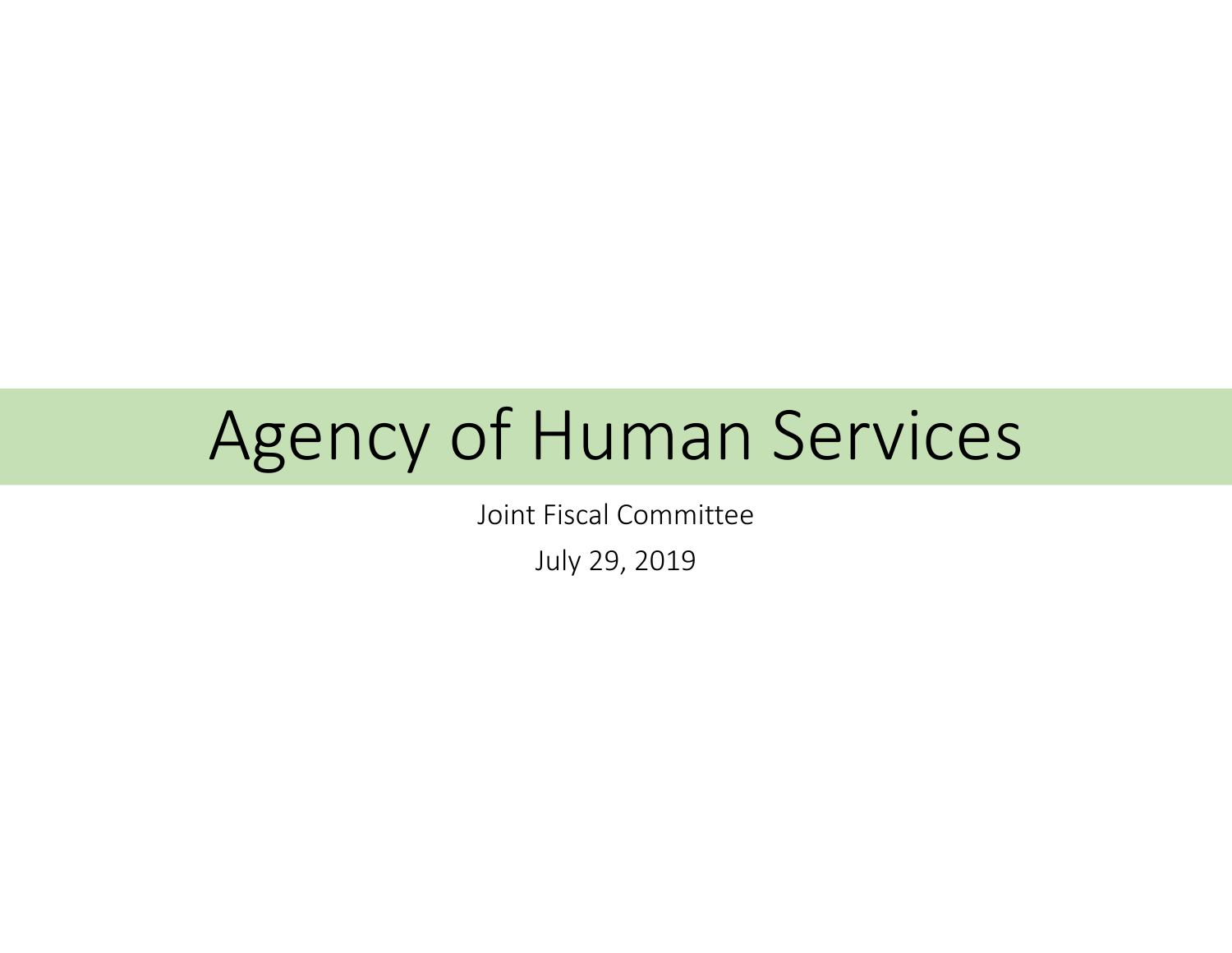# Agency of Human Services

Joint Fiscal Committee

July 29, 2019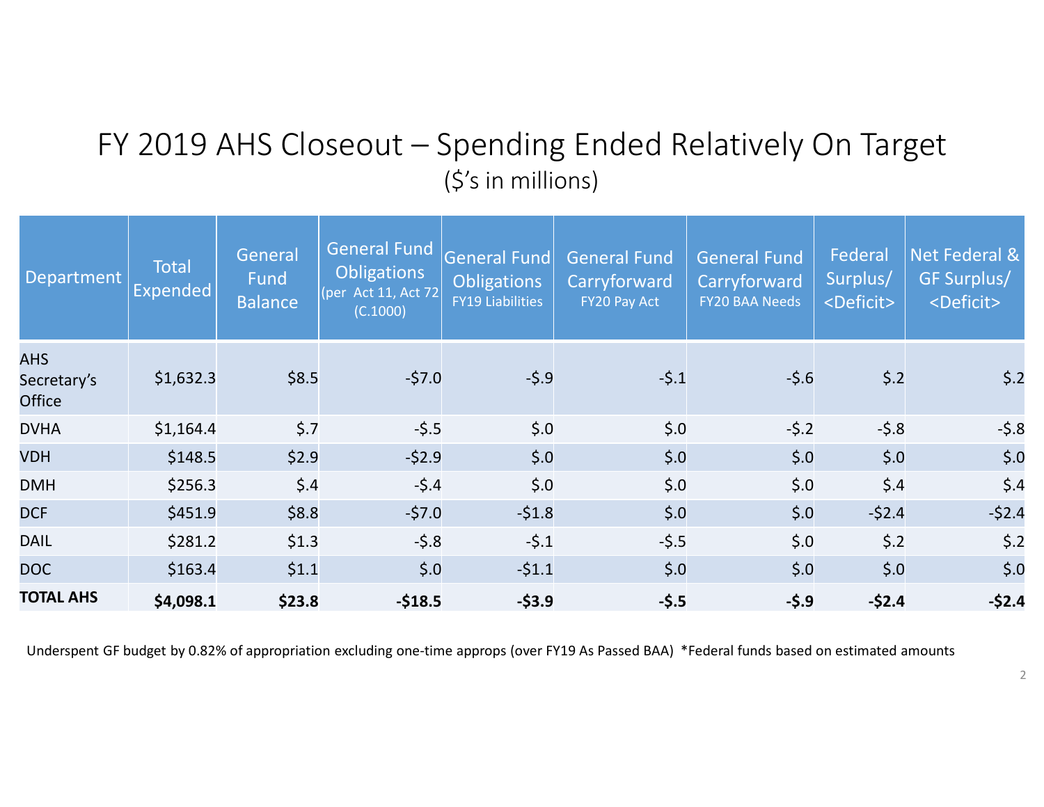# FY 2019 AHS Closeout – Spending Ended Relatively On Target

($'s in millions)

| Department | Total Expended | General Fund Balance | General Fund Obligations (per Act 11, Act 72 (C.1000) | General Fund Obligations FY19 Liabilities | General Fund Carryforward FY20 Pay Act | General Fund Carryforward FY20 BAA Needs | Federal Surplus/ <Deficit> | Net Federal & GF Surplus/ <Deficit> |
|---|---|---|---|---|---|---|---|---|
| AHS Secretary's Office | $1,632.3 | $8.5 | -$7.0 | -$.9 | -$.1 | -$.6 | $.2 | $.2 |
| DVHA | $1,164.4 | $.7 | -$.5 | $.0 | $.0 | -$.2 | -$.8 | -$.8 |
| VDH | $148.5 | $2.9 | -$2.9 | $.0 | $.0 | $.0 | $.0 | $.0 |
| DMH | $256.3 | $.4 | -$.4 | $.0 | $.0 | $.0 | $.4 | $.4 |
| DCF | $451.9 | $8.8 | -$7.0 | -$1.8 | $.0 | $.0 | -$2.4 | -$2.4 |
| DAIL | $281.2 | $1.3 | -$.8 | -$.1 | -$.5 | $.0 | $.2 | $.2 |
| DOC | $163.4 | $1.1 | $.0 | -$1.1 | $.0 | $.0 | $.0 | $.0 |
| **TOTAL AHS** | **$4,098.1** | **$23.8** | **-$18.5** | **-$3.9** | **-$.5** | **-$.9** | **-$2.4** | **-$2.4** |

Underspent GF budget by 0.82% of appropriation excluding one-time approps (over FY19 As Passed BAA) *Federal funds based on estimated amounts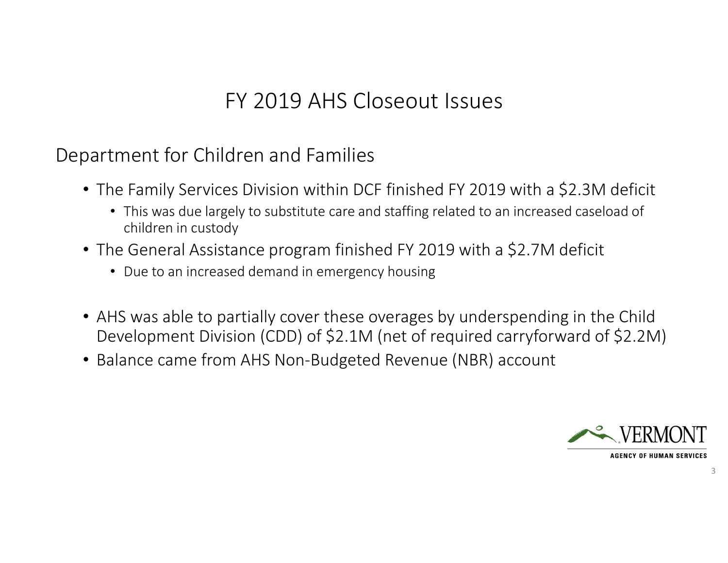# FY 2019 AHS Closeout Issues

## Department for Children and Families

- The Family Services Division within DCF finished FY 2019 with a $2.3M deficit
  - This was due largely to substitute care and staffing related to an increased caseload of children in custody
- The General Assistance program finished FY 2019 with a $2.7M deficit
  - Due to an increased demand in emergency housing

- AHS was able to partially cover these overages by underspending in the Child Development Division (CDD) of $2.1M (net of required carryforward of $2.2M)
- Balance came from AHS Non-Budgeted Revenue (NBR) account

VERMONT
AGENCY OF HUMAN SERVICES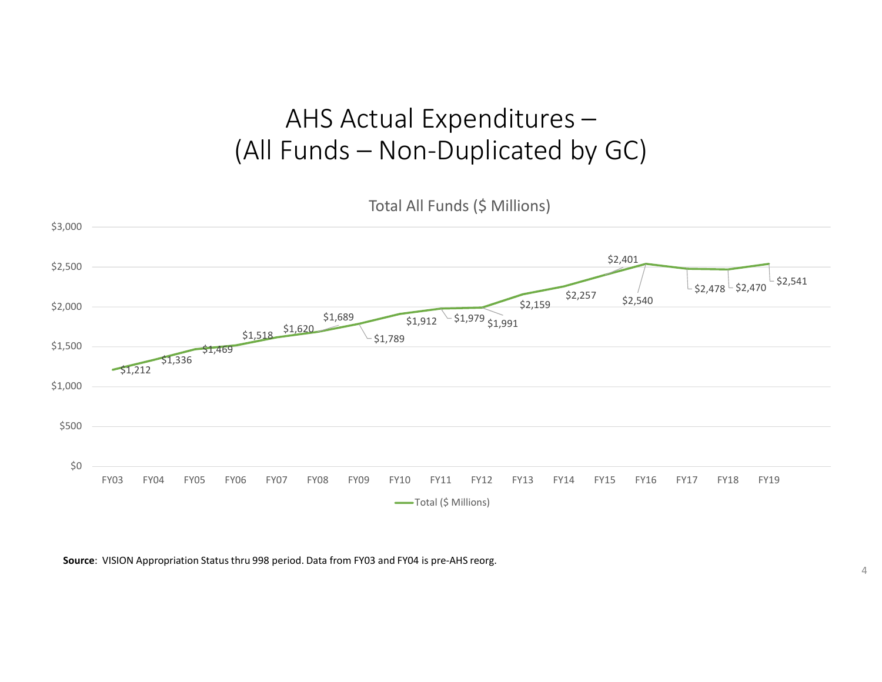# AHS Actual Expenditures – (All Funds – Non-Duplicated by GC)

**Total All Funds ($ Millions)**

| Fiscal Year | Total ($ Millions) |
|---|---|
| FY03 | $1,212 |
| FY04 | $1,336 |
| FY05 | $1,469 |
| FY06 | $1,518 |
| FY07 | $1,620 |
| FY08 | $1,689 |
| FY09 | $1,789 |
| FY10 | $1,912 |
| FY11 | $1,979 |
| FY12 | $1,991 |
| FY13 | $2,159 |
| FY14 | $2,257 |
| FY15 | $2,401 |
| FY16 | $2,540 |
| FY17 | $2,478 |
| FY18 | $2,470 |
| FY19 | $2,541 |

**Source**: VISION Appropriation Status thru 998 period. Data from FY03 and FY04 is pre-AHS reorg.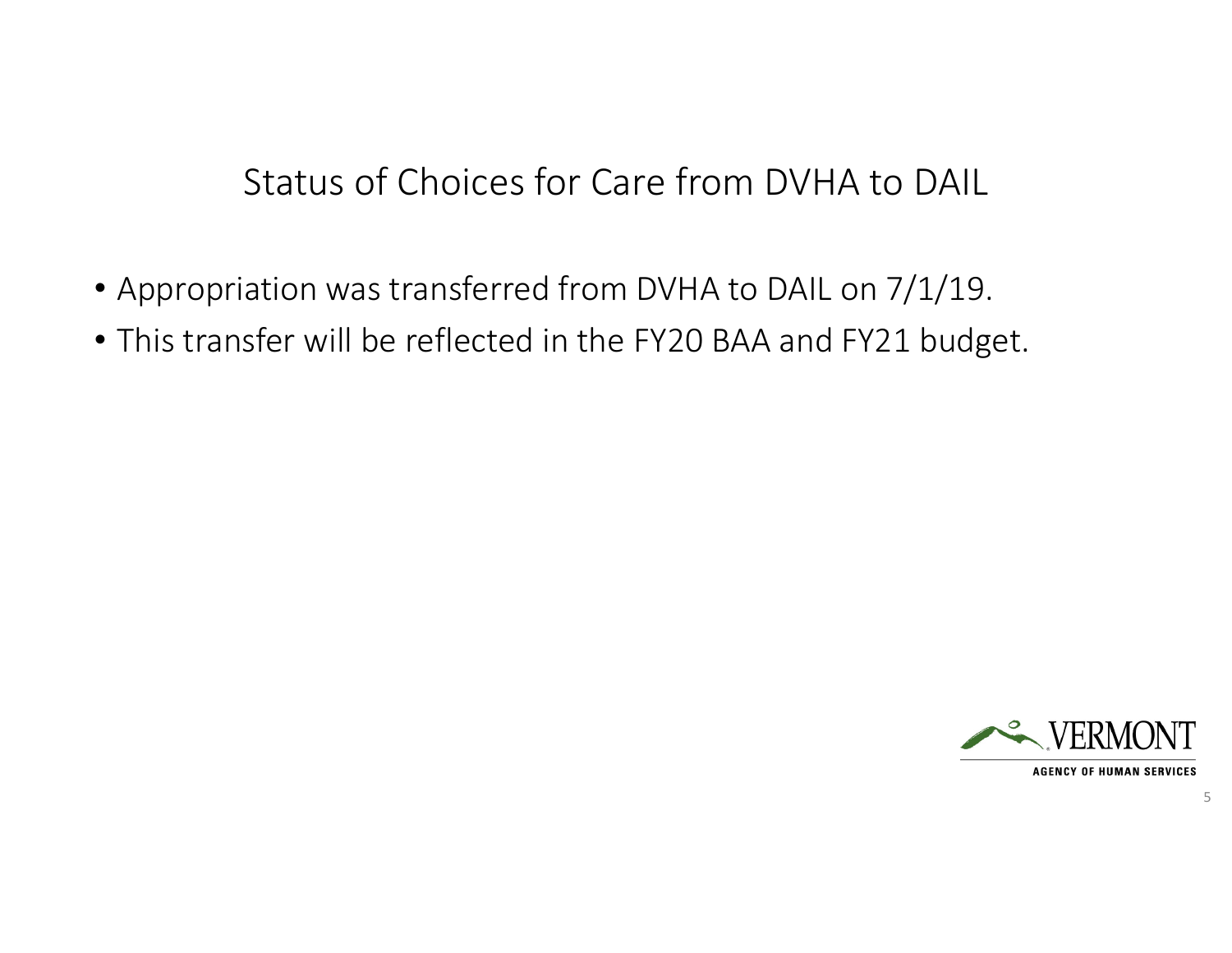# Status of Choices for Care from DVHA to DAIL

- Appropriation was transferred from DVHA to DAIL on 7/1/19.
- This transfer will be reflected in the FY20 BAA and FY21 budget.